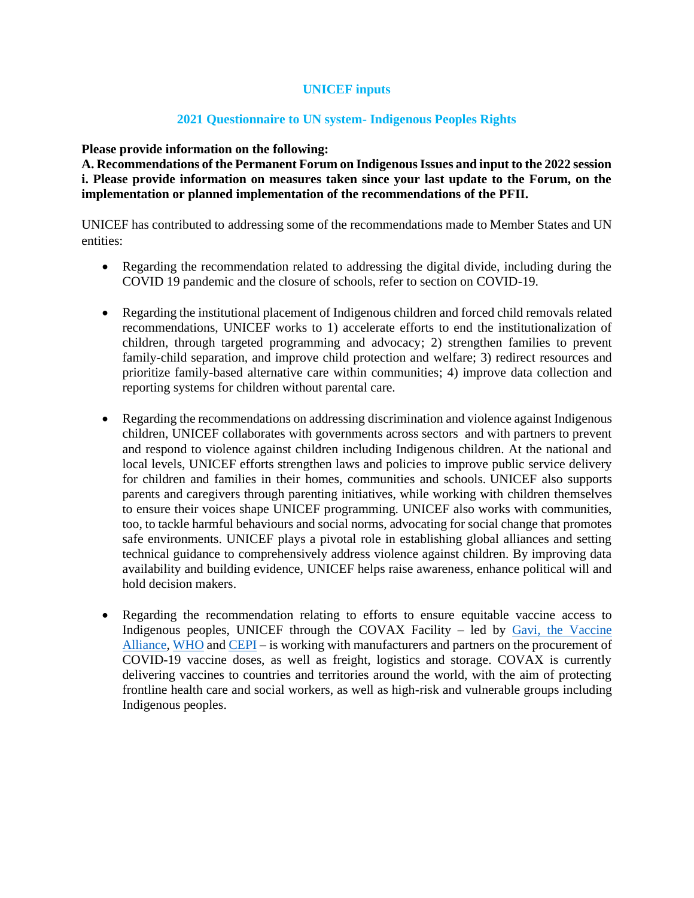# UNICEF inputs

## 2021 Questionnaire to UN system- Indigenous Peoples Rights

**Please provide information on the following:**
**A. Recommendations of the Permanent Forum on Indigenous Issues and input to the 2022 session**
**i. Please provide information on measures taken since your last update to the Forum, on the implementation or planned implementation of the recommendations of the PFII.**

UNICEF has contributed to addressing some of the recommendations made to Member States and UN entities:

- Regarding the recommendation related to addressing the digital divide, including during the COVID 19 pandemic and the closure of schools, refer to section on COVID-19.

- Regarding the institutional placement of Indigenous children and forced child removals related recommendations, UNICEF works to 1) accelerate efforts to end the institutionalization of children, through targeted programming and advocacy; 2) strengthen families to prevent family-child separation, and improve child protection and welfare; 3) redirect resources and prioritize family-based alternative care within communities; 4) improve data collection and reporting systems for children without parental care.

- Regarding the recommendations on addressing discrimination and violence against Indigenous children, UNICEF collaborates with governments across sectors and with partners to prevent and respond to violence against children including Indigenous children. At the national and local levels, UNICEF efforts strengthen laws and policies to improve public service delivery for children and families in their homes, communities and schools. UNICEF also supports parents and caregivers through parenting initiatives, while working with children themselves to ensure their voices shape UNICEF programming. UNICEF also works with communities, too, to tackle harmful behaviours and social norms, advocating for social change that promotes safe environments. UNICEF plays a pivotal role in establishing global alliances and setting technical guidance to comprehensively address violence against children. By improving data availability and building evidence, UNICEF helps raise awareness, enhance political will and hold decision makers.

- Regarding the recommendation relating to efforts to ensure equitable vaccine access to Indigenous peoples, UNICEF through the COVAX Facility – led by Gavi, the Vaccine Alliance, WHO and CEPI – is working with manufacturers and partners on the procurement of COVID-19 vaccine doses, as well as freight, logistics and storage. COVAX is currently delivering vaccines to countries and territories around the world, with the aim of protecting frontline health care and social workers, as well as high-risk and vulnerable groups including Indigenous peoples.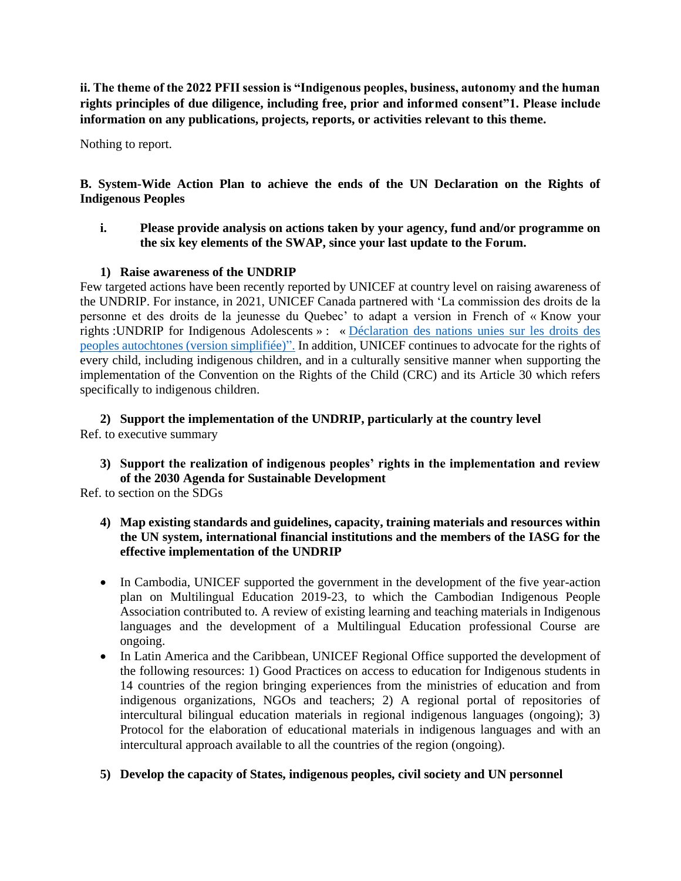**ii. The theme of the 2022 PFII session is "Indigenous peoples, business, autonomy and the human rights principles of due diligence, including free, prior and informed consent"1. Please include information on any publications, projects, reports, or activities relevant to this theme.**

Nothing to report.

## B. System-Wide Action Plan to achieve the ends of the UN Declaration on the Rights of Indigenous Peoples

**i. Please provide analysis on actions taken by your agency, fund and/or programme on the six key elements of the SWAP, since your last update to the Forum.**

**1) Raise awareness of the UNDRIP**

Few targeted actions have been recently reported by UNICEF at country level on raising awareness of the UNDRIP. For instance, in 2021, UNICEF Canada partnered with 'La commission des droits de la personne et des droits de la jeunesse du Quebec' to adapt a version in French of « Know your rights :UNDRIP for Indigenous Adolescents » : « Déclaration des nations unies sur les droits des peoples autochtones (version simplifiée)". In addition, UNICEF continues to advocate for the rights of every child, including indigenous children, and in a culturally sensitive manner when supporting the implementation of the Convention on the Rights of the Child (CRC) and its Article 30 which refers specifically to indigenous children.

**2) Support the implementation of the UNDRIP, particularly at the country level**

Ref. to executive summary

**3) Support the realization of indigenous peoples' rights in the implementation and review of the 2030 Agenda for Sustainable Development**

Ref. to section on the SDGs

**4) Map existing standards and guidelines, capacity, training materials and resources within the UN system, international financial institutions and the members of the IASG for the effective implementation of the UNDRIP**

- In Cambodia, UNICEF supported the government in the development of the five year-action plan on Multilingual Education 2019-23, to which the Cambodian Indigenous People Association contributed to. A review of existing learning and teaching materials in Indigenous languages and the development of a Multilingual Education professional Course are ongoing.
- In Latin America and the Caribbean, UNICEF Regional Office supported the development of the following resources: 1) Good Practices on access to education for Indigenous students in 14 countries of the region bringing experiences from the ministries of education and from indigenous organizations, NGOs and teachers; 2) A regional portal of repositories of intercultural bilingual education materials in regional indigenous languages (ongoing); 3) Protocol for the elaboration of educational materials in indigenous languages and with an intercultural approach available to all the countries of the region (ongoing).

**5) Develop the capacity of States, indigenous peoples, civil society and UN personnel**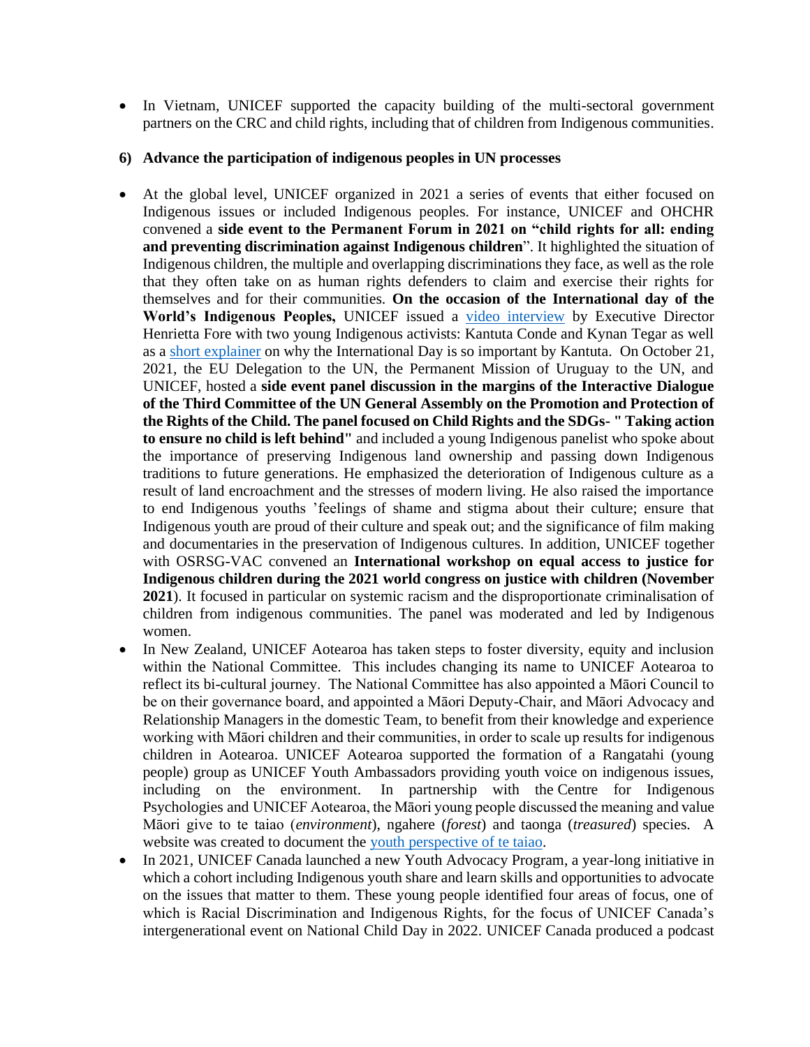- In Vietnam, UNICEF supported the capacity building of the multi-sectoral government partners on the CRC and child rights, including that of children from Indigenous communities.

**6) Advance the participation of indigenous peoples in UN processes**

- At the global level, UNICEF organized in 2021 a series of events that either focused on Indigenous issues or included Indigenous peoples. For instance, UNICEF and OHCHR convened a **side event to the Permanent Forum in 2021 on "child rights for all: ending and preventing discrimination against Indigenous children**". It highlighted the situation of Indigenous children, the multiple and overlapping discriminations they face, as well as the role that they often take on as human rights defenders to claim and exercise their rights for themselves and for their communities. **On the occasion of the International day of the World's Indigenous Peoples,** UNICEF issued a [video interview](#) by Executive Director Henrietta Fore with two young Indigenous activists: Kantuta Conde and Kynan Tegar as well as a [short explainer](#) on why the International Day is so important by Kantuta. On October 21, 2021, the EU Delegation to the UN, the Permanent Mission of Uruguay to the UN, and UNICEF, hosted a **side event panel discussion in the margins of the Interactive Dialogue of the Third Committee of the UN General Assembly on the Promotion and Protection of the Rights of the Child. The panel focused on Child Rights and the SDGs- " Taking action to ensure no child is left behind"** and included a young Indigenous panelist who spoke about the importance of preserving Indigenous land ownership and passing down Indigenous traditions to future generations. He emphasized the deterioration of Indigenous culture as a result of land encroachment and the stresses of modern living. He also raised the importance to end Indigenous youths 'feelings of shame and stigma about their culture; ensure that Indigenous youth are proud of their culture and speak out; and the significance of film making and documentaries in the preservation of Indigenous cultures. In addition, UNICEF together with OSRSG-VAC convened an **International workshop on equal access to justice for Indigenous children during the 2021 world congress on justice with children (November 2021**). It focused in particular on systemic racism and the disproportionate criminalisation of children from indigenous communities. The panel was moderated and led by Indigenous women.
- In New Zealand, UNICEF Aotearoa has taken steps to foster diversity, equity and inclusion within the National Committee. This includes changing its name to UNICEF Aotearoa to reflect its bi-cultural journey. The National Committee has also appointed a Māori Council to be on their governance board, and appointed a Māori Deputy-Chair, and Māori Advocacy and Relationship Managers in the domestic Team, to benefit from their knowledge and experience working with Māori children and their communities, in order to scale up results for indigenous children in Aotearoa. UNICEF Aotearoa supported the formation of a Rangatahi (young people) group as UNICEF Youth Ambassadors providing youth voice on indigenous issues, including on the environment. In partnership with the Centre for Indigenous Psychologies and UNICEF Aotearoa, the Māori young people discussed the meaning and value Māori give to te taiao (*environment*), ngahere (*forest*) and taonga (*treasured*) species. A website was created to document the [youth perspective of te taiao](#).
- In 2021, UNICEF Canada launched a new Youth Advocacy Program, a year-long initiative in which a cohort including Indigenous youth share and learn skills and opportunities to advocate on the issues that matter to them. These young people identified four areas of focus, one of which is Racial Discrimination and Indigenous Rights, for the focus of UNICEF Canada's intergenerational event on National Child Day in 2022. UNICEF Canada produced a podcast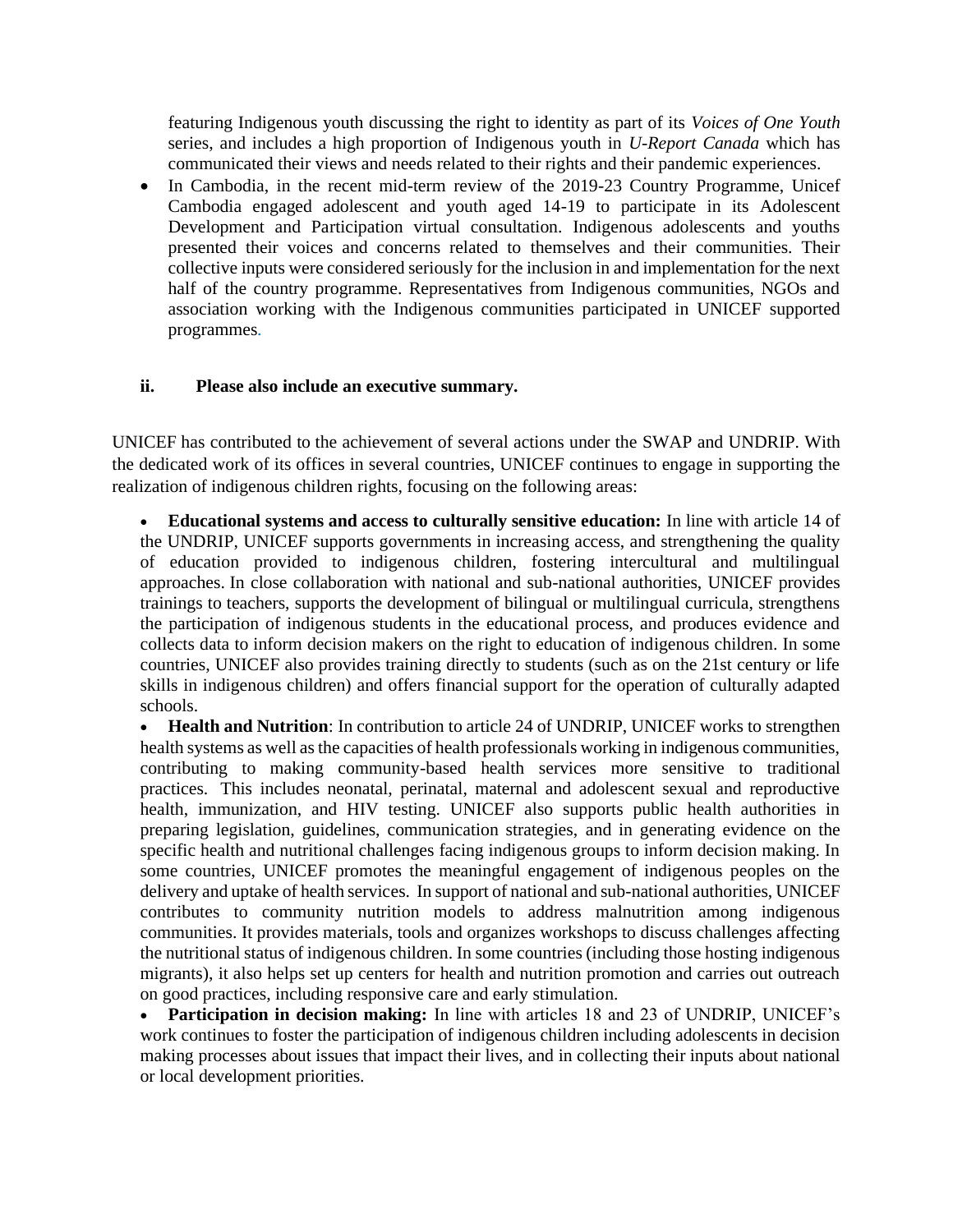featuring Indigenous youth discussing the right to identity as part of its *Voices of One Youth* series, and includes a high proportion of Indigenous youth in *U-Report Canada* which has communicated their views and needs related to their rights and their pandemic experiences.

- In Cambodia, in the recent mid-term review of the 2019-23 Country Programme, Unicef Cambodia engaged adolescent and youth aged 14-19 to participate in its Adolescent Development and Participation virtual consultation. Indigenous adolescents and youths presented their voices and concerns related to themselves and their communities. Their collective inputs were considered seriously for the inclusion in and implementation for the next half of the country programme. Representatives from Indigenous communities, NGOs and association working with the Indigenous communities participated in UNICEF supported programmes.

**ii. Please also include an executive summary.**

UNICEF has contributed to the achievement of several actions under the SWAP and UNDRIP. With the dedicated work of its offices in several countries, UNICEF continues to engage in supporting the realization of indigenous children rights, focusing on the following areas:

- **Educational systems and access to culturally sensitive education:** In line with article 14 of the UNDRIP, UNICEF supports governments in increasing access, and strengthening the quality of education provided to indigenous children, fostering intercultural and multilingual approaches. In close collaboration with national and sub-national authorities, UNICEF provides trainings to teachers, supports the development of bilingual or multilingual curricula, strengthens the participation of indigenous students in the educational process, and produces evidence and collects data to inform decision makers on the right to education of indigenous children. In some countries, UNICEF also provides training directly to students (such as on the 21st century or life skills in indigenous children) and offers financial support for the operation of culturally adapted schools.
- **Health and Nutrition**: In contribution to article 24 of UNDRIP, UNICEF works to strengthen health systems as well as the capacities of health professionals working in indigenous communities, contributing to making community-based health services more sensitive to traditional practices. This includes neonatal, perinatal, maternal and adolescent sexual and reproductive health, immunization, and HIV testing. UNICEF also supports public health authorities in preparing legislation, guidelines, communication strategies, and in generating evidence on the specific health and nutritional challenges facing indigenous groups to inform decision making. In some countries, UNICEF promotes the meaningful engagement of indigenous peoples on the delivery and uptake of health services. In support of national and sub-national authorities, UNICEF contributes to community nutrition models to address malnutrition among indigenous communities. It provides materials, tools and organizes workshops to discuss challenges affecting the nutritional status of indigenous children. In some countries (including those hosting indigenous migrants), it also helps set up centers for health and nutrition promotion and carries out outreach on good practices, including responsive care and early stimulation.
- **Participation in decision making:** In line with articles 18 and 23 of UNDRIP, UNICEF's work continues to foster the participation of indigenous children including adolescents in decision making processes about issues that impact their lives, and in collecting their inputs about national or local development priorities.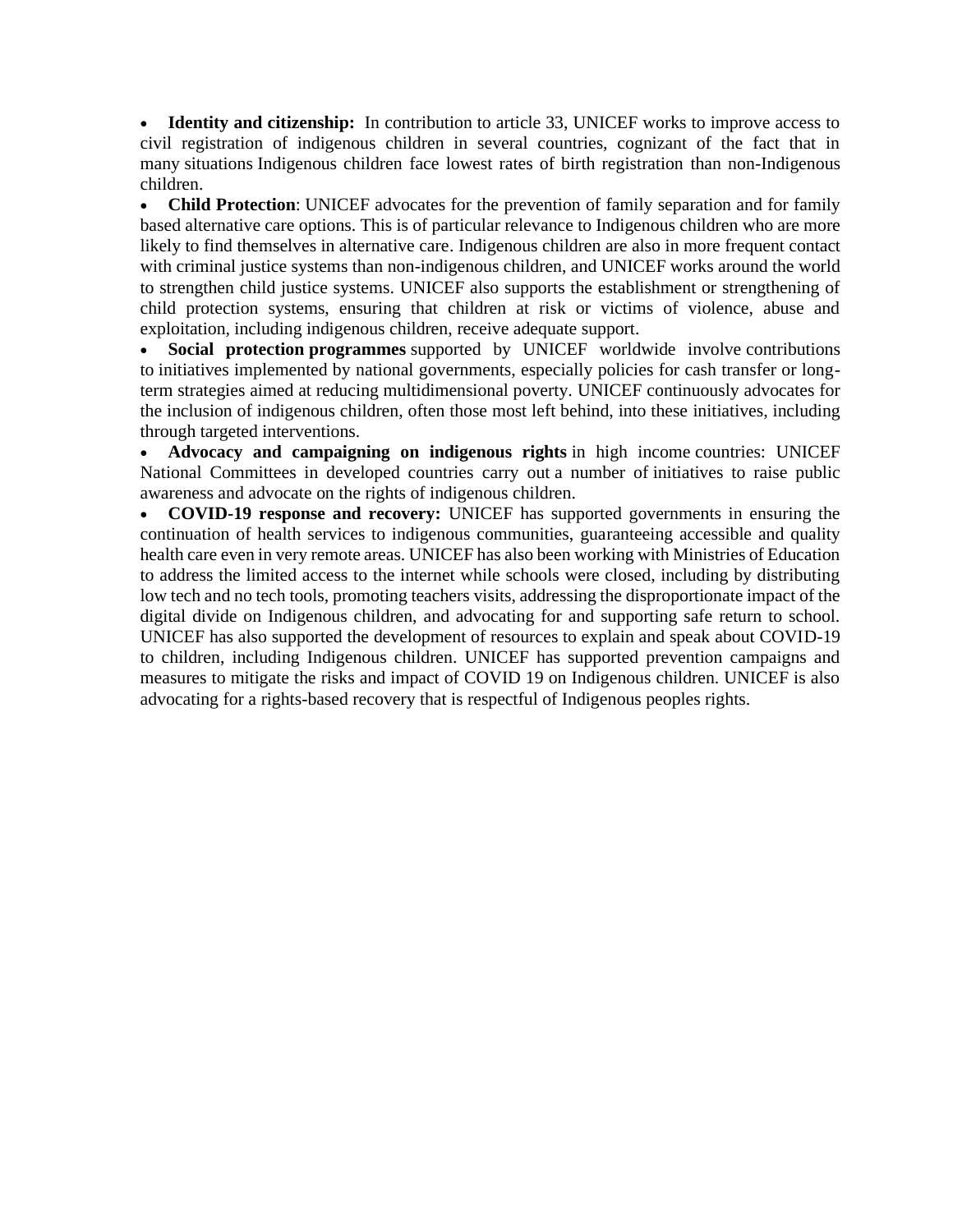- **Identity and citizenship:** In contribution to article 33, UNICEF works to improve access to civil registration of indigenous children in several countries, cognizant of the fact that in many situations Indigenous children face lowest rates of birth registration than non-Indigenous children.
- **Child Protection**: UNICEF advocates for the prevention of family separation and for family based alternative care options. This is of particular relevance to Indigenous children who are more likely to find themselves in alternative care. Indigenous children are also in more frequent contact with criminal justice systems than non-indigenous children, and UNICEF works around the world to strengthen child justice systems. UNICEF also supports the establishment or strengthening of child protection systems, ensuring that children at risk or victims of violence, abuse and exploitation, including indigenous children, receive adequate support.
- **Social protection programmes** supported by UNICEF worldwide involve contributions to initiatives implemented by national governments, especially policies for cash transfer or long-term strategies aimed at reducing multidimensional poverty. UNICEF continuously advocates for the inclusion of indigenous children, often those most left behind, into these initiatives, including through targeted interventions.
- **Advocacy and campaigning on indigenous rights** in high income countries: UNICEF National Committees in developed countries carry out a number of initiatives to raise public awareness and advocate on the rights of indigenous children.
- **COVID-19 response and recovery:** UNICEF has supported governments in ensuring the continuation of health services to indigenous communities, guaranteeing accessible and quality health care even in very remote areas. UNICEF has also been working with Ministries of Education to address the limited access to the internet while schools were closed, including by distributing low tech and no tech tools, promoting teachers visits, addressing the disproportionate impact of the digital divide on Indigenous children, and advocating for and supporting safe return to school. UNICEF has also supported the development of resources to explain and speak about COVID-19 to children, including Indigenous children. UNICEF has supported prevention campaigns and measures to mitigate the risks and impact of COVID 19 on Indigenous children. UNICEF is also advocating for a rights-based recovery that is respectful of Indigenous peoples rights.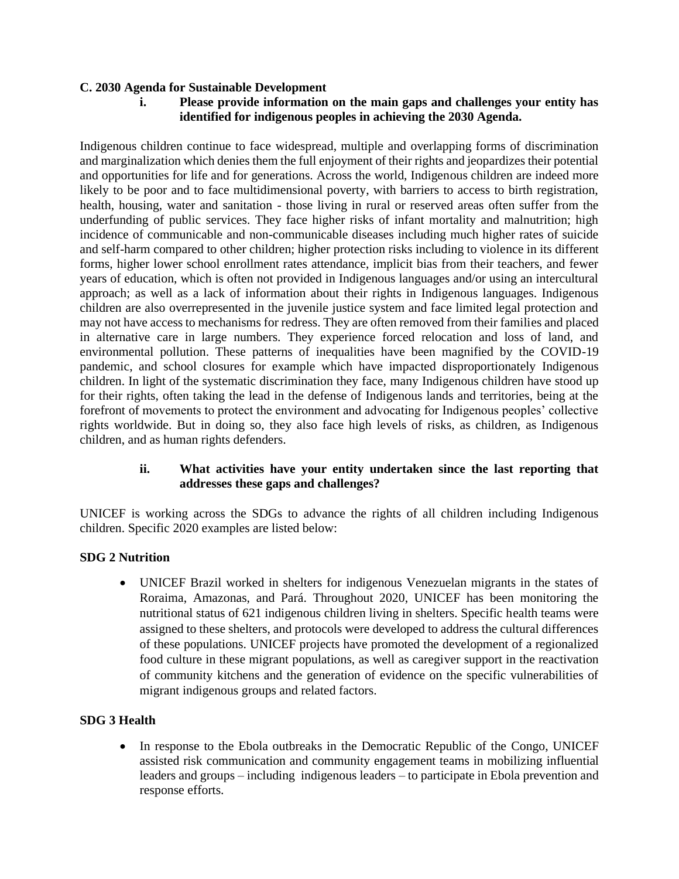**C. 2030 Agenda for Sustainable Development**

**i. Please provide information on the main gaps and challenges your entity has identified for indigenous peoples in achieving the 2030 Agenda.**

Indigenous children continue to face widespread, multiple and overlapping forms of discrimination and marginalization which denies them the full enjoyment of their rights and jeopardizes their potential and opportunities for life and for generations. Across the world, Indigenous children are indeed more likely to be poor and to face multidimensional poverty, with barriers to access to birth registration, health, housing, water and sanitation - those living in rural or reserved areas often suffer from the underfunding of public services. They face higher risks of infant mortality and malnutrition; high incidence of communicable and non-communicable diseases including much higher rates of suicide and self-harm compared to other children; higher protection risks including to violence in its different forms, higher lower school enrollment rates attendance, implicit bias from their teachers, and fewer years of education, which is often not provided in Indigenous languages and/or using an intercultural approach; as well as a lack of information about their rights in Indigenous languages. Indigenous children are also overrepresented in the juvenile justice system and face limited legal protection and may not have access to mechanisms for redress. They are often removed from their families and placed in alternative care in large numbers. They experience forced relocation and loss of land, and environmental pollution. These patterns of inequalities have been magnified by the COVID-19 pandemic, and school closures for example which have impacted disproportionately Indigenous children. In light of the systematic discrimination they face, many Indigenous children have stood up for their rights, often taking the lead in the defense of Indigenous lands and territories, being at the forefront of movements to protect the environment and advocating for Indigenous peoples' collective rights worldwide. But in doing so, they also face high levels of risks, as children, as Indigenous children, and as human rights defenders.

**ii. What activities have your entity undertaken since the last reporting that addresses these gaps and challenges?**

UNICEF is working across the SDGs to advance the rights of all children including Indigenous children. Specific 2020 examples are listed below:

**SDG 2 Nutrition**

- UNICEF Brazil worked in shelters for indigenous Venezuelan migrants in the states of Roraima, Amazonas, and Pará. Throughout 2020, UNICEF has been monitoring the nutritional status of 621 indigenous children living in shelters. Specific health teams were assigned to these shelters, and protocols were developed to address the cultural differences of these populations. UNICEF projects have promoted the development of a regionalized food culture in these migrant populations, as well as caregiver support in the reactivation of community kitchens and the generation of evidence on the specific vulnerabilities of migrant indigenous groups and related factors.

**SDG 3 Health**

- In response to the Ebola outbreaks in the Democratic Republic of the Congo, UNICEF assisted risk communication and community engagement teams in mobilizing influential leaders and groups – including indigenous leaders – to participate in Ebola prevention and response efforts.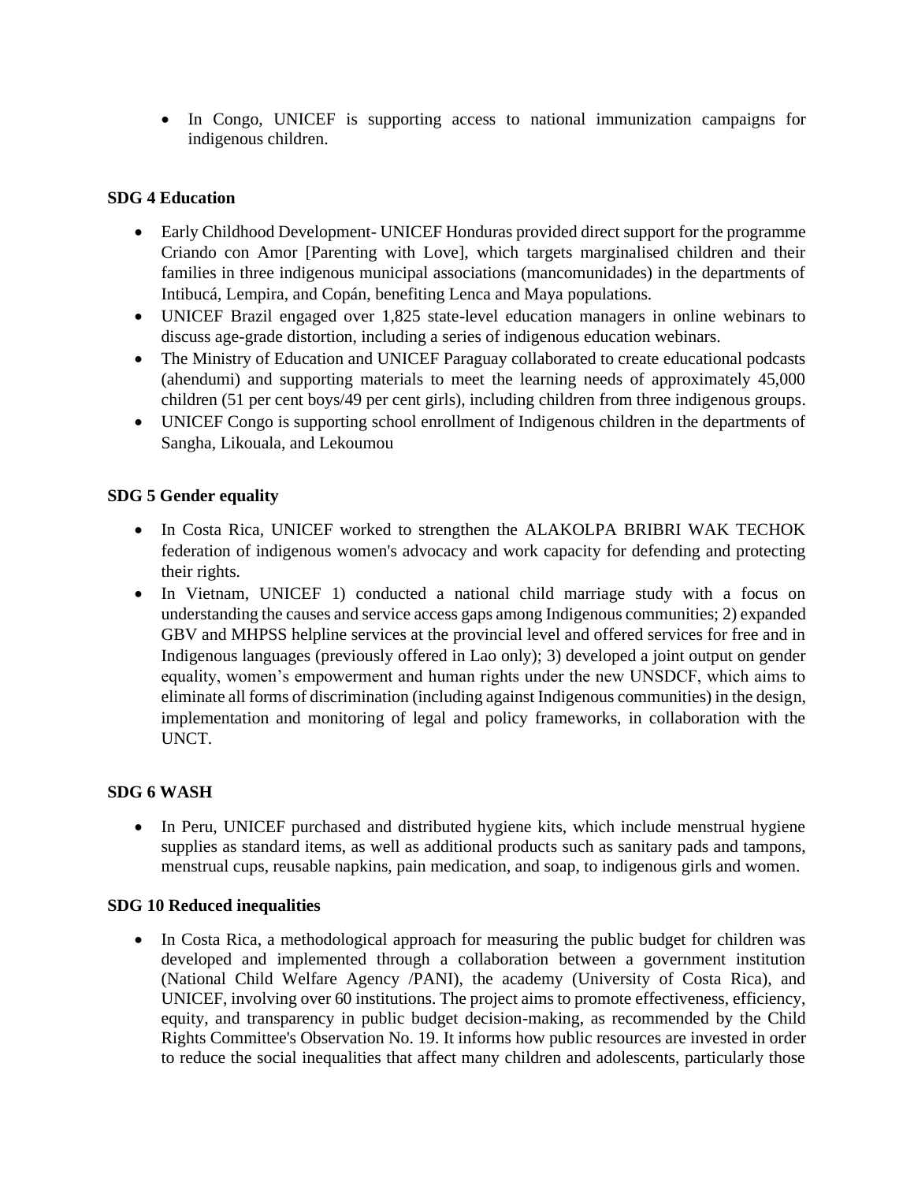- In Congo, UNICEF is supporting access to national immunization campaigns for indigenous children.

**SDG 4 Education**

- Early Childhood Development- UNICEF Honduras provided direct support for the programme Criando con Amor [Parenting with Love], which targets marginalised children and their families in three indigenous municipal associations (mancomunidades) in the departments of Intibucá, Lempira, and Copán, benefiting Lenca and Maya populations.
- UNICEF Brazil engaged over 1,825 state-level education managers in online webinars to discuss age-grade distortion, including a series of indigenous education webinars.
- The Ministry of Education and UNICEF Paraguay collaborated to create educational podcasts (ahendumi) and supporting materials to meet the learning needs of approximately 45,000 children (51 per cent boys/49 per cent girls), including children from three indigenous groups.
- UNICEF Congo is supporting school enrollment of Indigenous children in the departments of Sangha, Likouala, and Lekoumou

**SDG 5 Gender equality**

- In Costa Rica, UNICEF worked to strengthen the ALAKOLPA BRIBRI WAK TECHOK federation of indigenous women's advocacy and work capacity for defending and protecting their rights.
- In Vietnam, UNICEF 1) conducted a national child marriage study with a focus on understanding the causes and service access gaps among Indigenous communities; 2) expanded GBV and MHPSS helpline services at the provincial level and offered services for free and in Indigenous languages (previously offered in Lao only); 3) developed a joint output on gender equality, women's empowerment and human rights under the new UNSDCF, which aims to eliminate all forms of discrimination (including against Indigenous communities) in the design, implementation and monitoring of legal and policy frameworks, in collaboration with the UNCT.

**SDG 6 WASH**

- In Peru, UNICEF purchased and distributed hygiene kits, which include menstrual hygiene supplies as standard items, as well as additional products such as sanitary pads and tampons, menstrual cups, reusable napkins, pain medication, and soap, to indigenous girls and women.

**SDG 10 Reduced inequalities**

- In Costa Rica, a methodological approach for measuring the public budget for children was developed and implemented through a collaboration between a government institution (National Child Welfare Agency /PANI), the academy (University of Costa Rica), and UNICEF, involving over 60 institutions. The project aims to promote effectiveness, efficiency, equity, and transparency in public budget decision-making, as recommended by the Child Rights Committee's Observation No. 19. It informs how public resources are invested in order to reduce the social inequalities that affect many children and adolescents, particularly those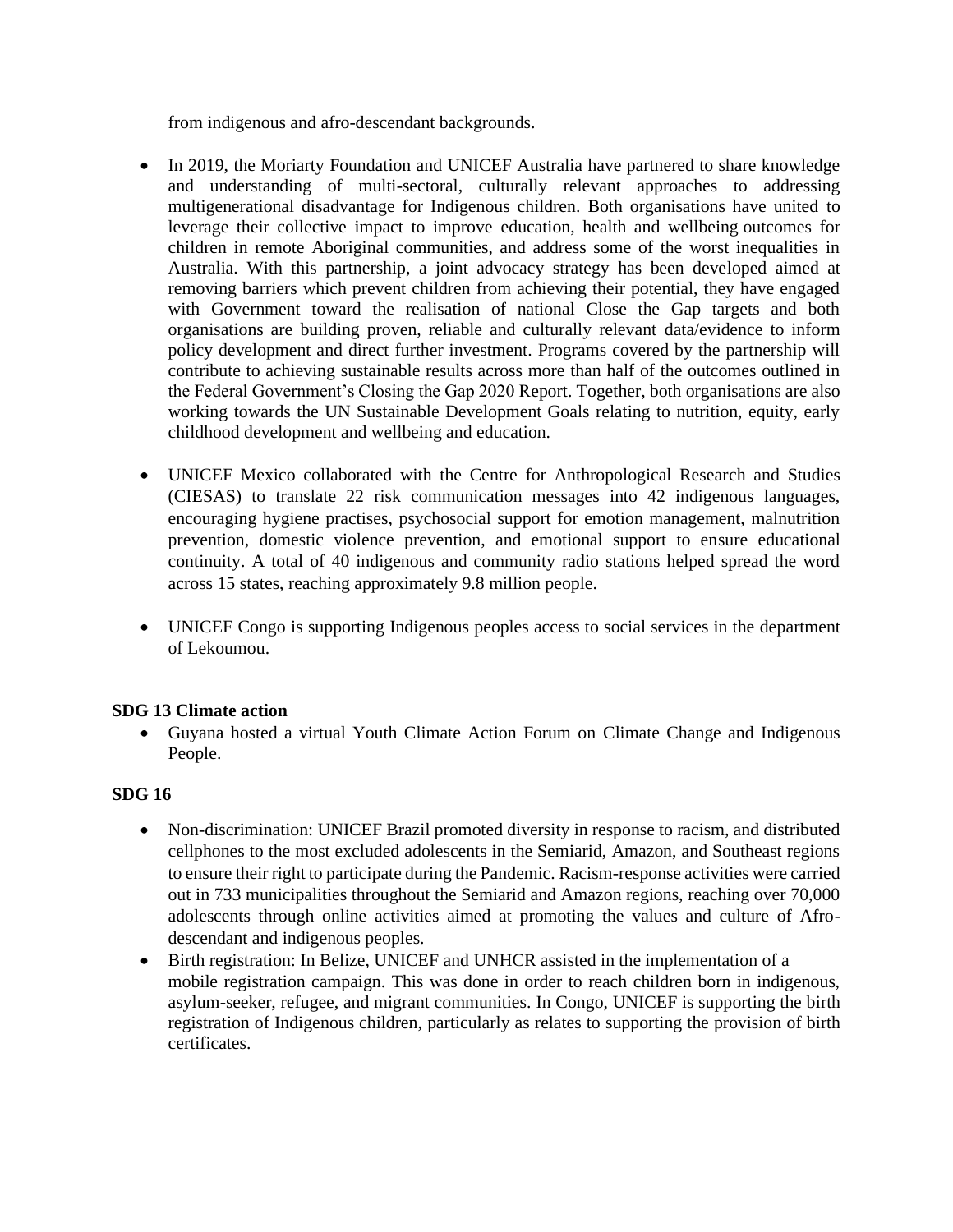from indigenous and afro-descendant backgrounds.

- In 2019, the Moriarty Foundation and UNICEF Australia have partnered to share knowledge and understanding of multi-sectoral, culturally relevant approaches to addressing multigenerational disadvantage for Indigenous children. Both organisations have united to leverage their collective impact to improve education, health and wellbeing outcomes for children in remote Aboriginal communities, and address some of the worst inequalities in Australia. With this partnership, a joint advocacy strategy has been developed aimed at removing barriers which prevent children from achieving their potential, they have engaged with Government toward the realisation of national Close the Gap targets and both organisations are building proven, reliable and culturally relevant data/evidence to inform policy development and direct further investment. Programs covered by the partnership will contribute to achieving sustainable results across more than half of the outcomes outlined in the Federal Government's Closing the Gap 2020 Report. Together, both organisations are also working towards the UN Sustainable Development Goals relating to nutrition, equity, early childhood development and wellbeing and education.

- UNICEF Mexico collaborated with the Centre for Anthropological Research and Studies (CIESAS) to translate 22 risk communication messages into 42 indigenous languages, encouraging hygiene practises, psychosocial support for emotion management, malnutrition prevention, domestic violence prevention, and emotional support to ensure educational continuity. A total of 40 indigenous and community radio stations helped spread the word across 15 states, reaching approximately 9.8 million people.

- UNICEF Congo is supporting Indigenous peoples access to social services in the department of Lekoumou.

**SDG 13 Climate action**

- Guyana hosted a virtual Youth Climate Action Forum on Climate Change and Indigenous People.

**SDG 16**

- Non-discrimination: UNICEF Brazil promoted diversity in response to racism, and distributed cellphones to the most excluded adolescents in the Semiarid, Amazon, and Southeast regions to ensure their right to participate during the Pandemic. Racism-response activities were carried out in 733 municipalities throughout the Semiarid and Amazon regions, reaching over 70,000 adolescents through online activities aimed at promoting the values and culture of Afro-descendant and indigenous peoples.
- Birth registration: In Belize, UNICEF and UNHCR assisted in the implementation of a mobile registration campaign. This was done in order to reach children born in indigenous, asylum-seeker, refugee, and migrant communities. In Congo, UNICEF is supporting the birth registration of Indigenous children, particularly as relates to supporting the provision of birth certificates.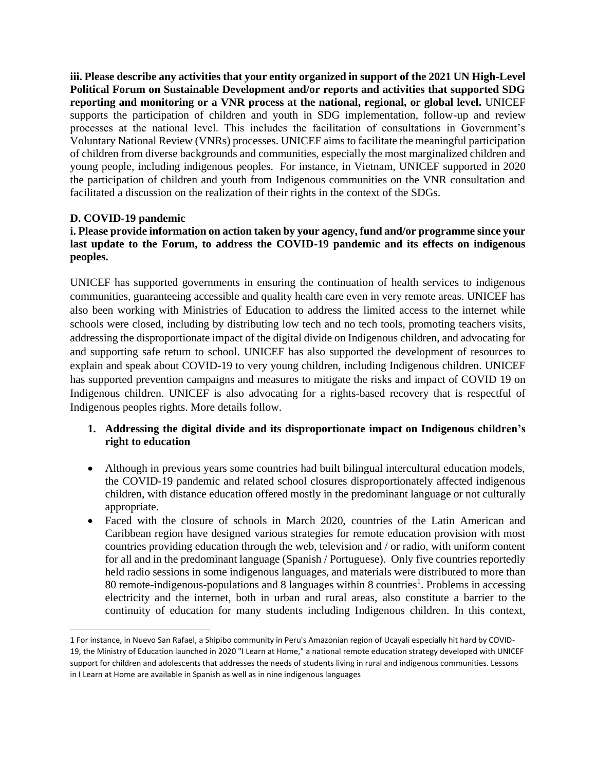**iii. Please describe any activities that your entity organized in support of the 2021 UN High-Level Political Forum on Sustainable Development and/or reports and activities that supported SDG reporting and monitoring or a VNR process at the national, regional, or global level.** UNICEF supports the participation of children and youth in SDG implementation, follow-up and review processes at the national level. This includes the facilitation of consultations in Government's Voluntary National Review (VNRs) processes. UNICEF aims to facilitate the meaningful participation of children from diverse backgrounds and communities, especially the most marginalized children and young people, including indigenous peoples. For instance, in Vietnam, UNICEF supported in 2020 the participation of children and youth from Indigenous communities on the VNR consultation and facilitated a discussion on the realization of their rights in the context of the SDGs.

## D. COVID-19 pandemic

**i. Please provide information on action taken by your agency, fund and/or programme since your last update to the Forum, to address the COVID-19 pandemic and its effects on indigenous peoples.**

UNICEF has supported governments in ensuring the continuation of health services to indigenous communities, guaranteeing accessible and quality health care even in very remote areas. UNICEF has also been working with Ministries of Education to address the limited access to the internet while schools were closed, including by distributing low tech and no tech tools, promoting teachers visits, addressing the disproportionate impact of the digital divide on Indigenous children, and advocating for and supporting safe return to school. UNICEF has also supported the development of resources to explain and speak about COVID-19 to very young children, including Indigenous children. UNICEF has supported prevention campaigns and measures to mitigate the risks and impact of COVID 19 on Indigenous children. UNICEF is also advocating for a rights-based recovery that is respectful of Indigenous peoples rights. More details follow.

1. **Addressing the digital divide and its disproportionate impact on Indigenous children's right to education**

- Although in previous years some countries had built bilingual intercultural education models, the COVID-19 pandemic and related school closures disproportionately affected indigenous children, with distance education offered mostly in the predominant language or not culturally appropriate.
- Faced with the closure of schools in March 2020, countries of the Latin American and Caribbean region have designed various strategies for remote education provision with most countries providing education through the web, television and / or radio, with uniform content for all and in the predominant language (Spanish / Portuguese). Only five countries reportedly held radio sessions in some indigenous languages, and materials were distributed to more than 80 remote-indigenous-populations and 8 languages within 8 countries[1]. Problems in accessing electricity and the internet, both in urban and rural areas, also constitute a barrier to the continuity of education for many students including Indigenous children. In this context,

1 For instance, in Nuevo San Rafael, a Shipibo community in Peru's Amazonian region of Ucayali especially hit hard by COVID-19, the Ministry of Education launched in 2020 "I Learn at Home," a national remote education strategy developed with UNICEF support for children and adolescents that addresses the needs of students living in rural and indigenous communities. Lessons in I Learn at Home are available in Spanish as well as in nine indigenous languages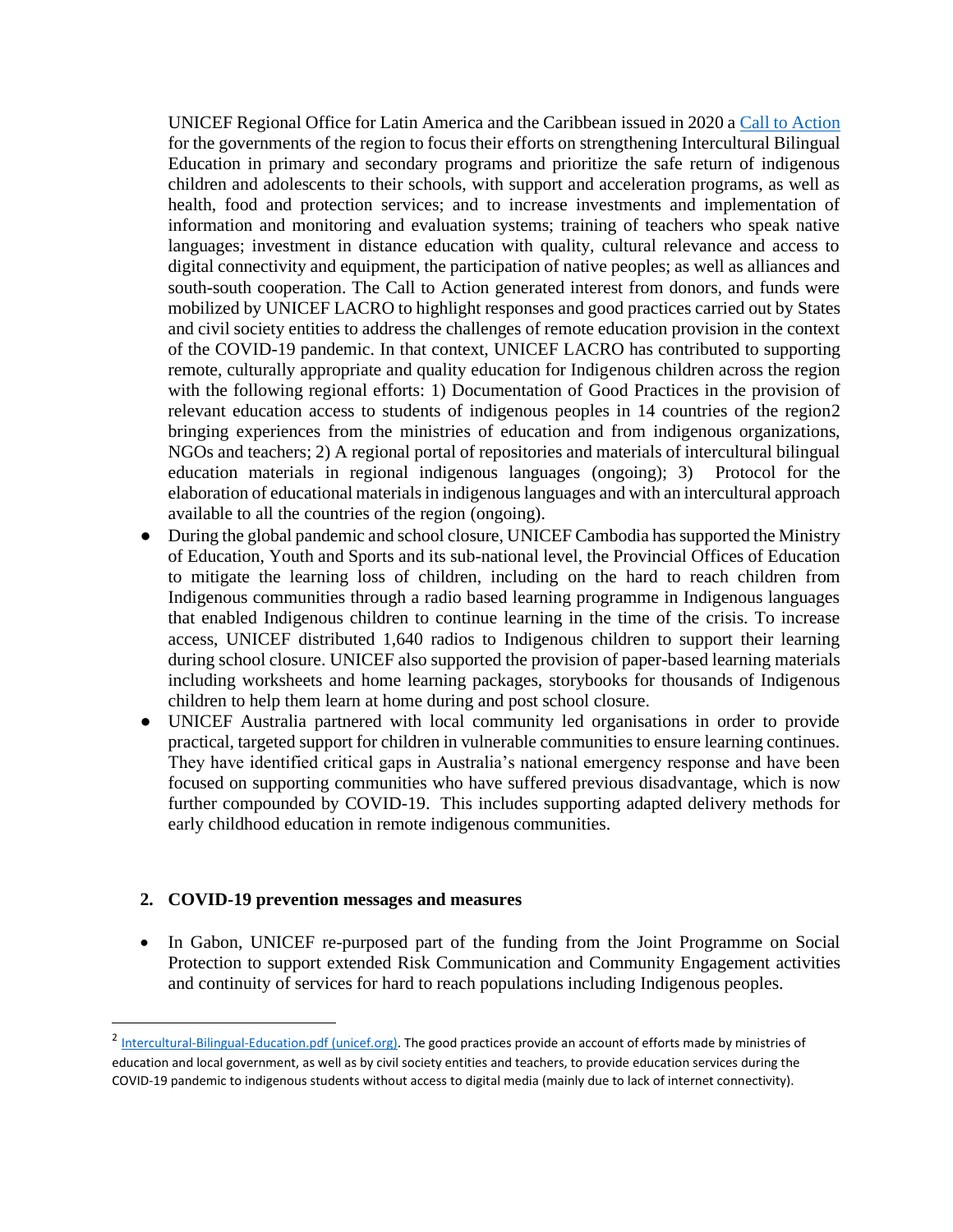UNICEF Regional Office for Latin America and the Caribbean issued in 2020 a [Call to Action](#) for the governments of the region to focus their efforts on strengthening Intercultural Bilingual Education in primary and secondary programs and prioritize the safe return of indigenous children and adolescents to their schools, with support and acceleration programs, as well as health, food and protection services; and to increase investments and implementation of information and monitoring and evaluation systems; training of teachers who speak native languages; investment in distance education with quality, cultural relevance and access to digital connectivity and equipment, the participation of native peoples; as well as alliances and south-south cooperation. The Call to Action generated interest from donors, and funds were mobilized by UNICEF LACRO to highlight responses and good practices carried out by States and civil society entities to address the challenges of remote education provision in the context of the COVID-19 pandemic. In that context, UNICEF LACRO has contributed to supporting remote, culturally appropriate and quality education for Indigenous children across the region with the following regional efforts: 1) Documentation of Good Practices in the provision of relevant education access to students of indigenous peoples in 14 countries of the region[2] bringing experiences from the ministries of education and from indigenous organizations, NGOs and teachers; 2) A regional portal of repositories and materials of intercultural bilingual education materials in regional indigenous languages (ongoing); 3) Protocol for the elaboration of educational materials in indigenous languages and with an intercultural approach available to all the countries of the region (ongoing).

- During the global pandemic and school closure, UNICEF Cambodia has supported the Ministry of Education, Youth and Sports and its sub-national level, the Provincial Offices of Education to mitigate the learning loss of children, including on the hard to reach children from Indigenous communities through a radio based learning programme in Indigenous languages that enabled Indigenous children to continue learning in the time of the crisis. To increase access, UNICEF distributed 1,640 radios to Indigenous children to support their learning during school closure. UNICEF also supported the provision of paper-based learning materials including worksheets and home learning packages, storybooks for thousands of Indigenous children to help them learn at home during and post school closure.
- UNICEF Australia partnered with local community led organisations in order to provide practical, targeted support for children in vulnerable communities to ensure learning continues. They have identified critical gaps in Australia's national emergency response and have been focused on supporting communities who have suffered previous disadvantage, which is now further compounded by COVID-19. This includes supporting adapted delivery methods for early childhood education in remote indigenous communities.

## 2. COVID-19 prevention messages and measures

- In Gabon, UNICEF re-purposed part of the funding from the Joint Programme on Social Protection to support extended Risk Communication and Community Engagement activities and continuity of services for hard to reach populations including Indigenous peoples.

---

[2] Intercultural-Bilingual-Education.pdf (unicef.org). The good practices provide an account of efforts made by ministries of education and local government, as well as by civil society entities and teachers, to provide education services during the COVID-19 pandemic to indigenous students without access to digital media (mainly due to lack of internet connectivity).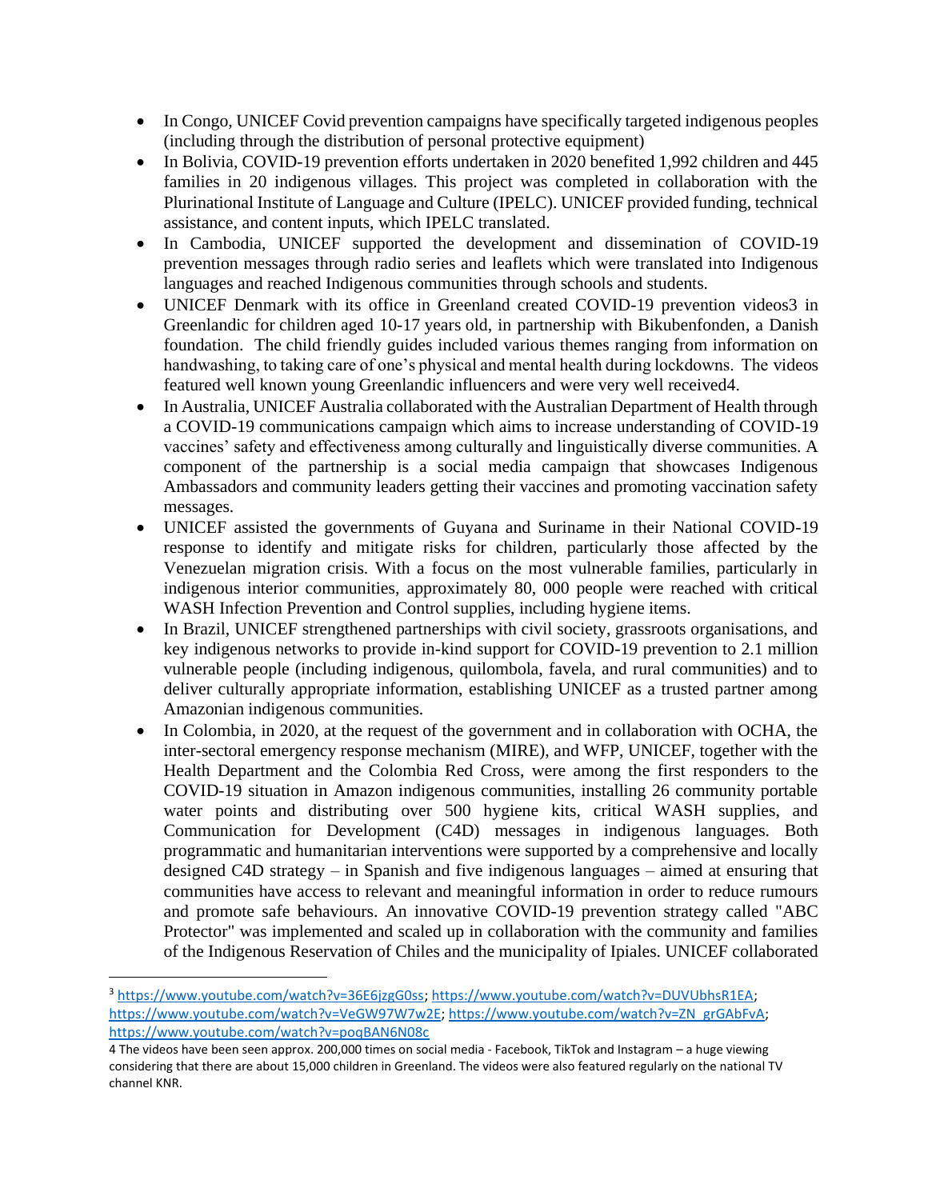- In Congo, UNICEF Covid prevention campaigns have specifically targeted indigenous peoples (including through the distribution of personal protective equipment)
- In Bolivia, COVID-19 prevention efforts undertaken in 2020 benefited 1,992 children and 445 families in 20 indigenous villages. This project was completed in collaboration with the Plurinational Institute of Language and Culture (IPELC). UNICEF provided funding, technical assistance, and content inputs, which IPELC translated.
- In Cambodia, UNICEF supported the development and dissemination of COVID-19 prevention messages through radio series and leaflets which were translated into Indigenous languages and reached Indigenous communities through schools and students.
- UNICEF Denmark with its office in Greenland created COVID-19 prevention videos[3] in Greenlandic for children aged 10-17 years old, in partnership with Bikubenfonden, a Danish foundation. The child friendly guides included various themes ranging from information on handwashing, to taking care of one's physical and mental health during lockdowns. The videos featured well known young Greenlandic influencers and were very well received[4].
- In Australia, UNICEF Australia collaborated with the Australian Department of Health through a COVID-19 communications campaign which aims to increase understanding of COVID-19 vaccines' safety and effectiveness among culturally and linguistically diverse communities. A component of the partnership is a social media campaign that showcases Indigenous Ambassadors and community leaders getting their vaccines and promoting vaccination safety messages.
- UNICEF assisted the governments of Guyana and Suriname in their National COVID-19 response to identify and mitigate risks for children, particularly those affected by the Venezuelan migration crisis. With a focus on the most vulnerable families, particularly in indigenous interior communities, approximately 80, 000 people were reached with critical WASH Infection Prevention and Control supplies, including hygiene items.
- In Brazil, UNICEF strengthened partnerships with civil society, grassroots organisations, and key indigenous networks to provide in-kind support for COVID-19 prevention to 2.1 million vulnerable people (including indigenous, quilombola, favela, and rural communities) and to deliver culturally appropriate information, establishing UNICEF as a trusted partner among Amazonian indigenous communities.
- In Colombia, in 2020, at the request of the government and in collaboration with OCHA, the inter-sectoral emergency response mechanism (MIRE), and WFP, UNICEF, together with the Health Department and the Colombia Red Cross, were among the first responders to the COVID-19 situation in Amazon indigenous communities, installing 26 community portable water points and distributing over 500 hygiene kits, critical WASH supplies, and Communication for Development (C4D) messages in indigenous languages. Both programmatic and humanitarian interventions were supported by a comprehensive and locally designed C4D strategy – in Spanish and five indigenous languages – aimed at ensuring that communities have access to relevant and meaningful information in order to reduce rumours and promote safe behaviours. An innovative COVID-19 prevention strategy called "ABC Protector" was implemented and scaled up in collaboration with the community and families of the Indigenous Reservation of Chiles and the municipality of Ipiales. UNICEF collaborated

---

[3] https://www.youtube.com/watch?v=36E6jzgG0ss; https://www.youtube.com/watch?v=DUVUbhsR1EA; https://www.youtube.com/watch?v=VeGW97W7w2E; https://www.youtube.com/watch?v=ZN_grGAbFvA; https://www.youtube.com/watch?v=poqBAN6N08c

[4] The videos have been seen approx. 200,000 times on social media - Facebook, TikTok and Instagram – a huge viewing considering that there are about 15,000 children in Greenland. The videos were also featured regularly on the national TV channel KNR.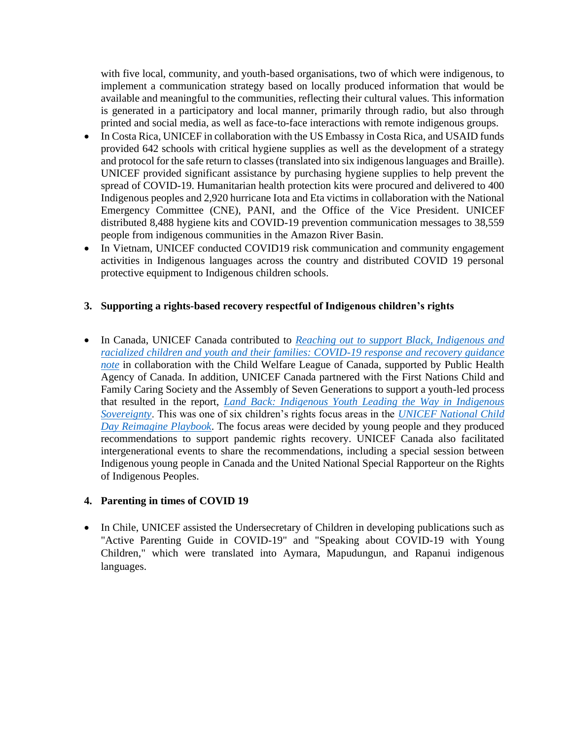with five local, community, and youth-based organisations, two of which were indigenous, to implement a communication strategy based on locally produced information that would be available and meaningful to the communities, reflecting their cultural values. This information is generated in a participatory and local manner, primarily through radio, but also through printed and social media, as well as face-to-face interactions with remote indigenous groups.

- In Costa Rica, UNICEF in collaboration with the US Embassy in Costa Rica, and USAID funds provided 642 schools with critical hygiene supplies as well as the development of a strategy and protocol for the safe return to classes (translated into six indigenous languages and Braille). UNICEF provided significant assistance by purchasing hygiene supplies to help prevent the spread of COVID-19. Humanitarian health protection kits were procured and delivered to 400 Indigenous peoples and 2,920 hurricane Iota and Eta victims in collaboration with the National Emergency Committee (CNE), PANI, and the Office of the Vice President. UNICEF distributed 8,488 hygiene kits and COVID-19 prevention communication messages to 38,559 people from indigenous communities in the Amazon River Basin.
- In Vietnam, UNICEF conducted COVID19 risk communication and community engagement activities in Indigenous languages across the country and distributed COVID 19 personal protective equipment to Indigenous children schools.

### 3. Supporting a rights-based recovery respectful of Indigenous children's rights

- In Canada, UNICEF Canada contributed to *Reaching out to support Black, Indigenous and racialized children and youth and their families: COVID-19 response and recovery guidance note* in collaboration with the Child Welfare League of Canada, supported by Public Health Agency of Canada. In addition, UNICEF Canada partnered with the First Nations Child and Family Caring Society and the Assembly of Seven Generations to support a youth-led process that resulted in the report, *Land Back: Indigenous Youth Leading the Way in Indigenous Sovereignty*. This was one of six children's rights focus areas in the *UNICEF National Child Day Reimagine Playbook*. The focus areas were decided by young people and they produced recommendations to support pandemic rights recovery. UNICEF Canada also facilitated intergenerational events to share the recommendations, including a special session between Indigenous young people in Canada and the United National Special Rapporteur on the Rights of Indigenous Peoples.

### 4. Parenting in times of COVID 19

- In Chile, UNICEF assisted the Undersecretary of Children in developing publications such as "Active Parenting Guide in COVID-19" and "Speaking about COVID-19 with Young Children," which were translated into Aymara, Mapudungun, and Rapanui indigenous languages.